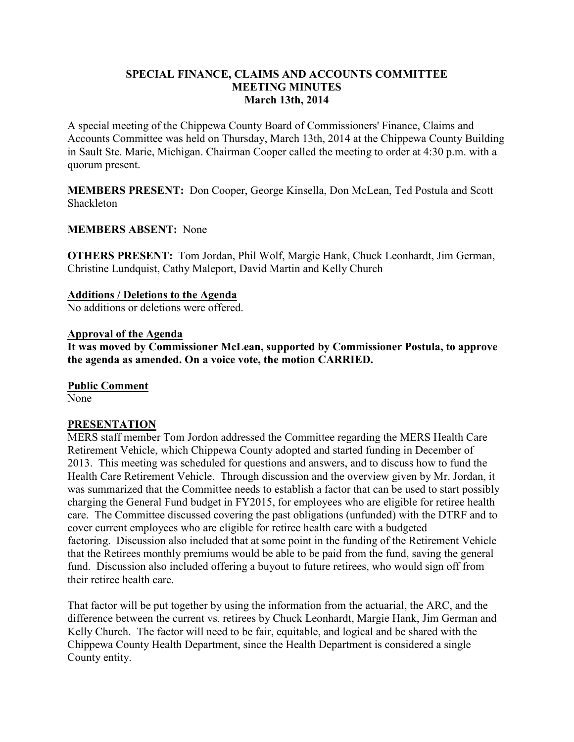# SPECIAL FINANCE, CLAIMS AND ACCOUNTS COMMITTEE MEETING MINUTES

## March 13th, 2014

A special meeting of the Chippewa County Board of Commissioners' Finance, Claims and Accounts Committee was held on Thursday, March 13th, 2014 at the Chippewa County Building in Sault Ste. Marie, Michigan. Chairman Cooper called the meeting to order at 4:30 p.m. with a quorum present.

**MEMBERS PRESENT:** Don Cooper, George Kinsella, Don McLean, Ted Postula and Scott Shackleton

**MEMBERS ABSENT:** None

**OTHERS PRESENT:** Tom Jordan, Phil Wolf, Margie Hank, Chuck Leonhardt, Jim German, Christine Lundquist, Cathy Maleport, David Martin and Kelly Church

**Additions / Deletions to the Agenda**

No additions or deletions were offered.

**Approval of the Agenda**

**It was moved by Commissioner McLean, supported by Commissioner Postula, to approve the agenda as amended. On a voice vote, the motion CARRIED.**

**Public Comment**

None

**PRESENTATION**

MERS staff member Tom Jordon addressed the Committee regarding the MERS Health Care Retirement Vehicle, which Chippewa County adopted and started funding in December of 2013. This meeting was scheduled for questions and answers, and to discuss how to fund the Health Care Retirement Vehicle. Through discussion and the overview given by Mr. Jordan, it was summarized that the Committee needs to establish a factor that can be used to start possibly charging the General Fund budget in FY2015, for employees who are eligible for retiree health care. The Committee discussed covering the past obligations (unfunded) with the DTRF and to cover current employees who are eligible for retiree health care with a budgeted factoring. Discussion also included that at some point in the funding of the Retirement Vehicle that the Retirees monthly premiums would be able to be paid from the fund, saving the general fund. Discussion also included offering a buyout to future retirees, who would sign off from their retiree health care.

That factor will be put together by using the information from the actuarial, the ARC, and the difference between the current vs. retirees by Chuck Leonhardt, Margie Hank, Jim German and Kelly Church. The factor will need to be fair, equitable, and logical and be shared with the Chippewa County Health Department, since the Health Department is considered a single County entity.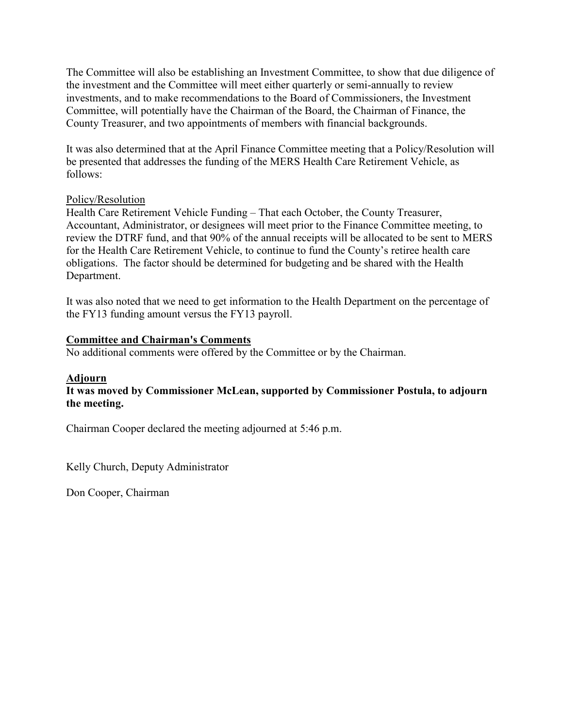The Committee will also be establishing an Investment Committee, to show that due diligence of the investment and the Committee will meet either quarterly or semi-annually to review investments, and to make recommendations to the Board of Commissioners, the Investment Committee, will potentially have the Chairman of the Board, the Chairman of Finance, the County Treasurer, and two appointments of members with financial backgrounds.

It was also determined that at the April Finance Committee meeting that a Policy/Resolution will be presented that addresses the funding of the MERS Health Care Retirement Vehicle, as follows:

Policy/Resolution

Health Care Retirement Vehicle Funding – That each October, the County Treasurer, Accountant, Administrator, or designees will meet prior to the Finance Committee meeting, to review the DTRF fund, and that 90% of the annual receipts will be allocated to be sent to MERS for the Health Care Retirement Vehicle, to continue to fund the County's retiree health care obligations. The factor should be determined for budgeting and be shared with the Health Department.

It was also noted that we need to get information to the Health Department on the percentage of the FY13 funding amount versus the FY13 payroll.

**Committee and Chairman's Comments**

No additional comments were offered by the Committee or by the Chairman.

**Adjourn**

**It was moved by Commissioner McLean, supported by Commissioner Postula, to adjourn the meeting.**

Chairman Cooper declared the meeting adjourned at 5:46 p.m.

Kelly Church, Deputy Administrator

Don Cooper, Chairman